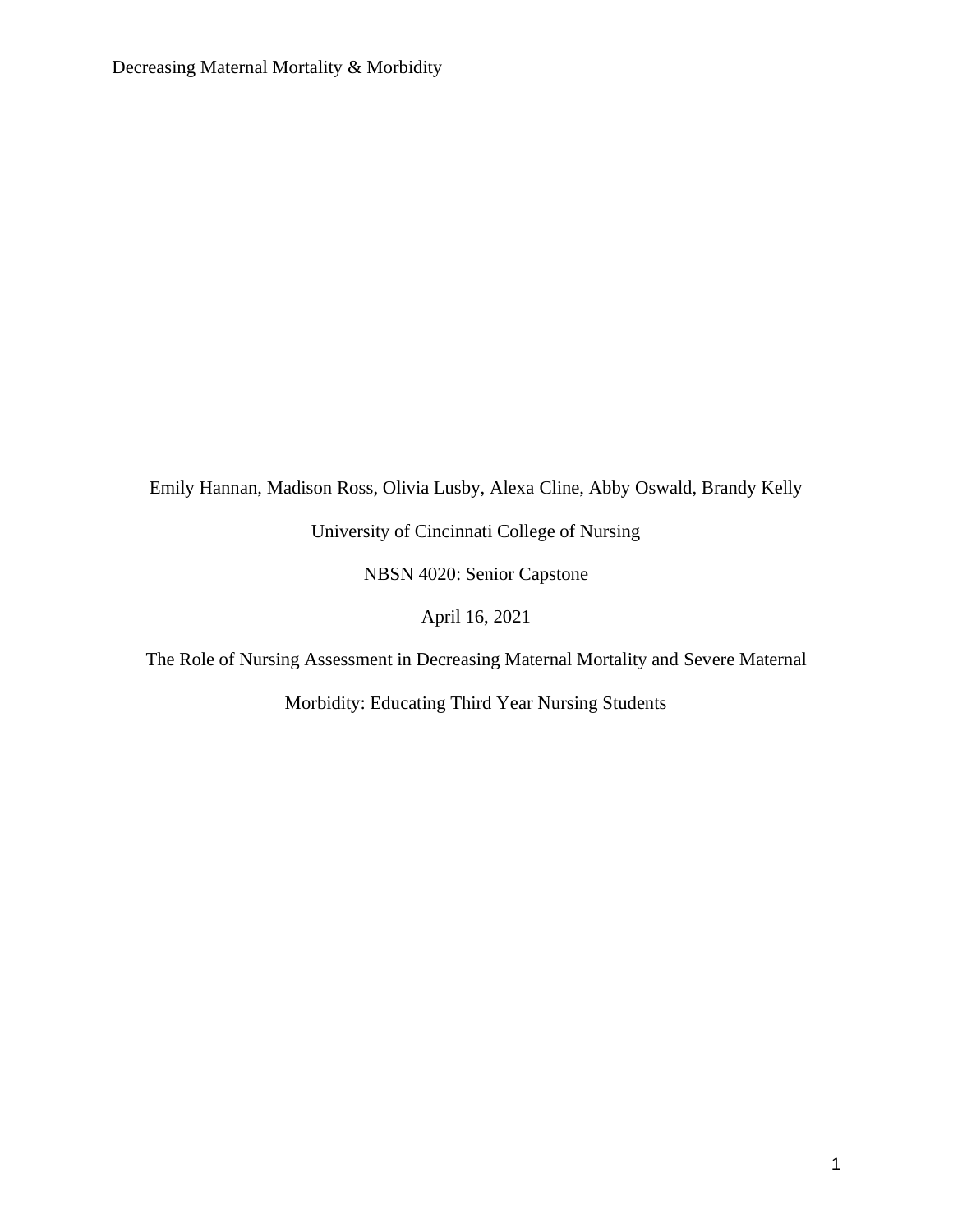Emily Hannan, Madison Ross, Olivia Lusby, Alexa Cline, Abby Oswald, Brandy Kelly

University of Cincinnati College of Nursing

NBSN 4020: Senior Capstone

April 16, 2021

The Role of Nursing Assessment in Decreasing Maternal Mortality and Severe Maternal Morbidity: Educating Third Year Nursing Students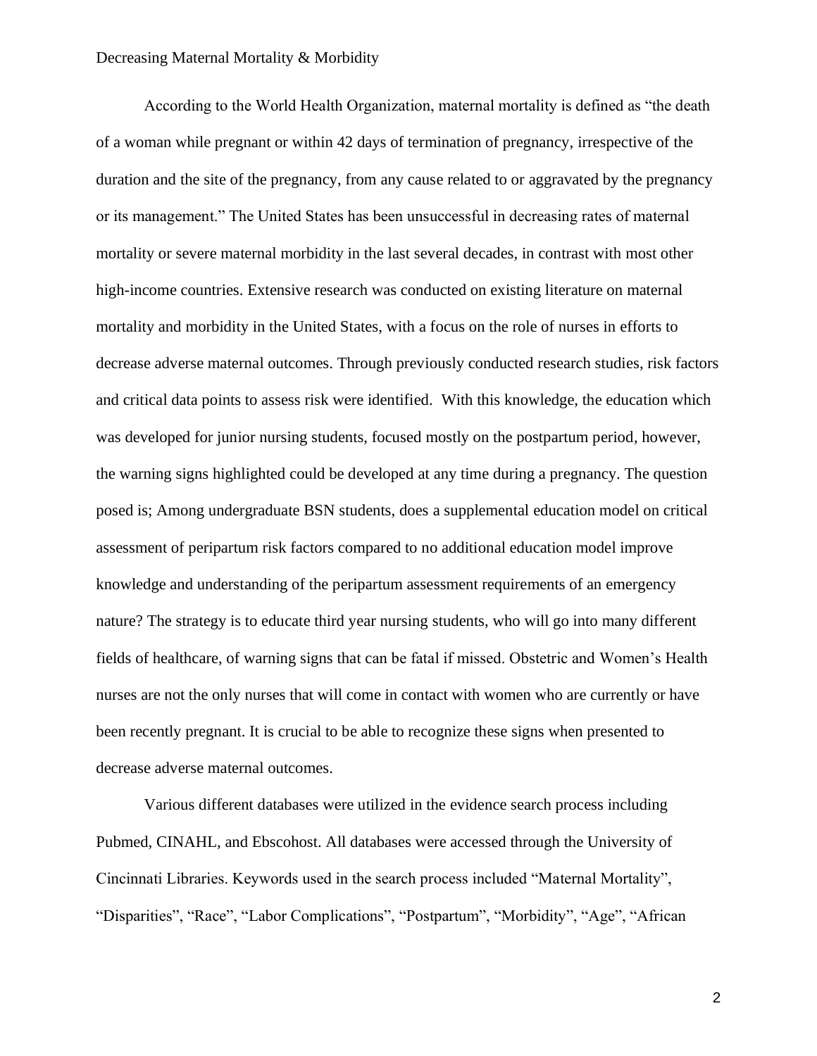According to the World Health Organization, maternal mortality is defined as "the death of a woman while pregnant or within 42 days of termination of pregnancy, irrespective of the duration and the site of the pregnancy, from any cause related to or aggravated by the pregnancy or its management." The United States has been unsuccessful in decreasing rates of maternal mortality or severe maternal morbidity in the last several decades, in contrast with most other high-income countries. Extensive research was conducted on existing literature on maternal mortality and morbidity in the United States, with a focus on the role of nurses in efforts to decrease adverse maternal outcomes. Through previously conducted research studies, risk factors and critical data points to assess risk were identified. With this knowledge, the education which was developed for junior nursing students, focused mostly on the postpartum period, however, the warning signs highlighted could be developed at any time during a pregnancy. The question posed is; Among undergraduate BSN students, does a supplemental education model on critical assessment of peripartum risk factors compared to no additional education model improve knowledge and understanding of the peripartum assessment requirements of an emergency nature? The strategy is to educate third year nursing students, who will go into many different fields of healthcare, of warning signs that can be fatal if missed. Obstetric and Women's Health nurses are not the only nurses that will come in contact with women who are currently or have been recently pregnant. It is crucial to be able to recognize these signs when presented to decrease adverse maternal outcomes.

Various different databases were utilized in the evidence search process including Pubmed, CINAHL, and Ebscohost. All databases were accessed through the University of Cincinnati Libraries. Keywords used in the search process included "Maternal Mortality", "Disparities", "Race", "Labor Complications", "Postpartum", "Morbidity", "Age", "African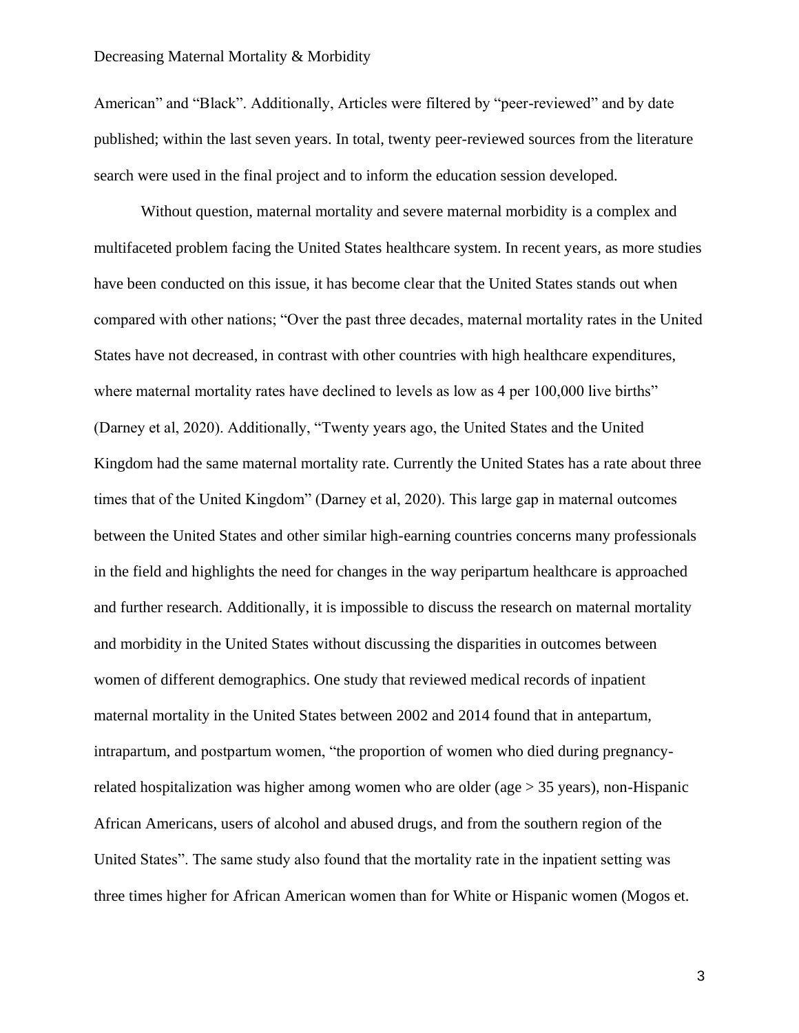American" and "Black". Additionally, Articles were filtered by "peer-reviewed" and by date published; within the last seven years. In total, twenty peer-reviewed sources from the literature search were used in the final project and to inform the education session developed.

Without question, maternal mortality and severe maternal morbidity is a complex and multifaceted problem facing the United States healthcare system. In recent years, as more studies have been conducted on this issue, it has become clear that the United States stands out when compared with other nations; "Over the past three decades, maternal mortality rates in the United States have not decreased, in contrast with other countries with high healthcare expenditures, where maternal mortality rates have declined to levels as low as 4 per 100,000 live births" (Darney et al, 2020). Additionally, "Twenty years ago, the United States and the United Kingdom had the same maternal mortality rate. Currently the United States has a rate about three times that of the United Kingdom" (Darney et al, 2020). This large gap in maternal outcomes between the United States and other similar high-earning countries concerns many professionals in the field and highlights the need for changes in the way peripartum healthcare is approached and further research. Additionally, it is impossible to discuss the research on maternal mortality and morbidity in the United States without discussing the disparities in outcomes between women of different demographics. One study that reviewed medical records of inpatient maternal mortality in the United States between 2002 and 2014 found that in antepartum, intrapartum, and postpartum women, "the proportion of women who died during pregnancy-related hospitalization was higher among women who are older (age > 35 years), non-Hispanic African Americans, users of alcohol and abused drugs, and from the southern region of the United States". The same study also found that the mortality rate in the inpatient setting was three times higher for African American women than for White or Hispanic women (Mogos et.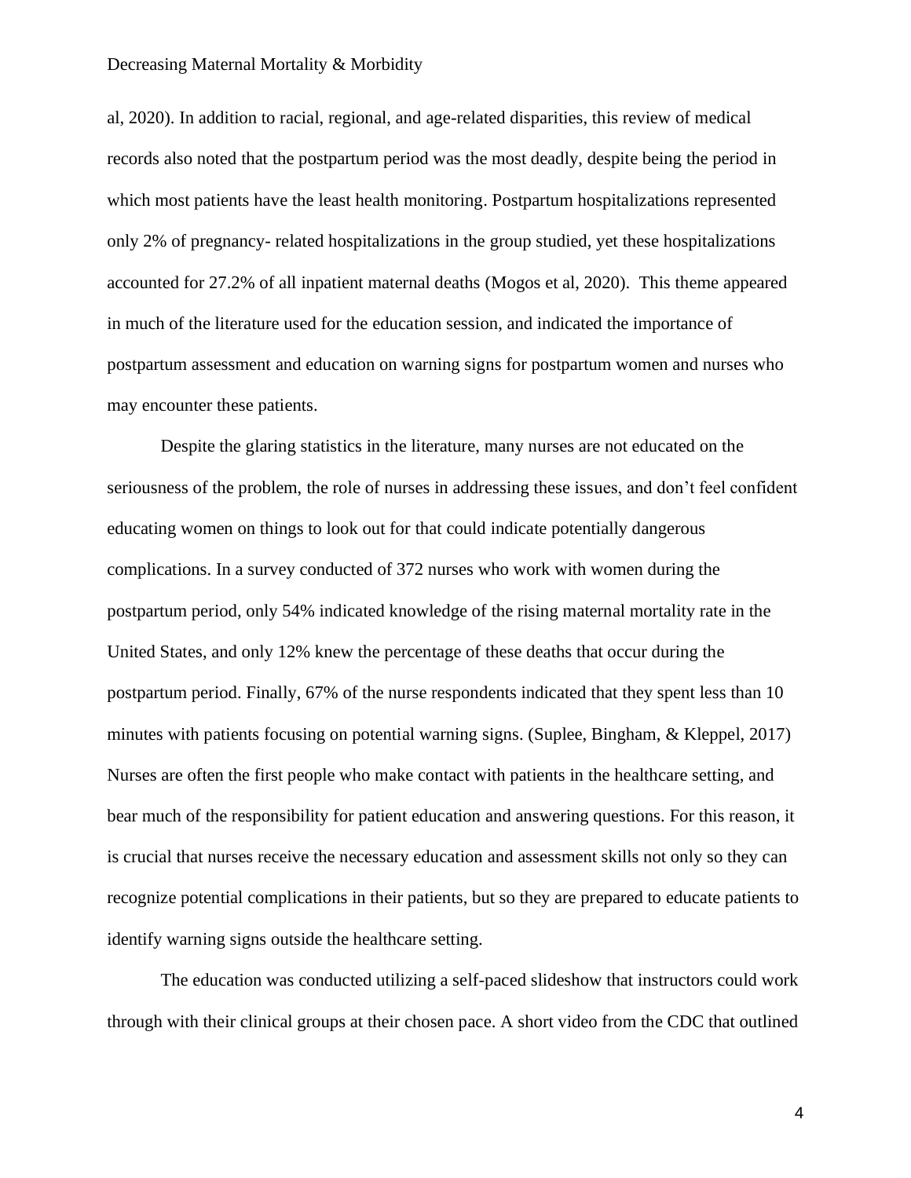al, 2020). In addition to racial, regional, and age-related disparities, this review of medical records also noted that the postpartum period was the most deadly, despite being the period in which most patients have the least health monitoring. Postpartum hospitalizations represented only 2% of pregnancy- related hospitalizations in the group studied, yet these hospitalizations accounted for 27.2% of all inpatient maternal deaths (Mogos et al, 2020). This theme appeared in much of the literature used for the education session, and indicated the importance of postpartum assessment and education on warning signs for postpartum women and nurses who may encounter these patients.

Despite the glaring statistics in the literature, many nurses are not educated on the seriousness of the problem, the role of nurses in addressing these issues, and don't feel confident educating women on things to look out for that could indicate potentially dangerous complications. In a survey conducted of 372 nurses who work with women during the postpartum period, only 54% indicated knowledge of the rising maternal mortality rate in the United States, and only 12% knew the percentage of these deaths that occur during the postpartum period. Finally, 67% of the nurse respondents indicated that they spent less than 10 minutes with patients focusing on potential warning signs. (Suplee, Bingham, & Kleppel, 2017) Nurses are often the first people who make contact with patients in the healthcare setting, and bear much of the responsibility for patient education and answering questions. For this reason, it is crucial that nurses receive the necessary education and assessment skills not only so they can recognize potential complications in their patients, but so they are prepared to educate patients to identify warning signs outside the healthcare setting.

The education was conducted utilizing a self-paced slideshow that instructors could work through with their clinical groups at their chosen pace. A short video from the CDC that outlined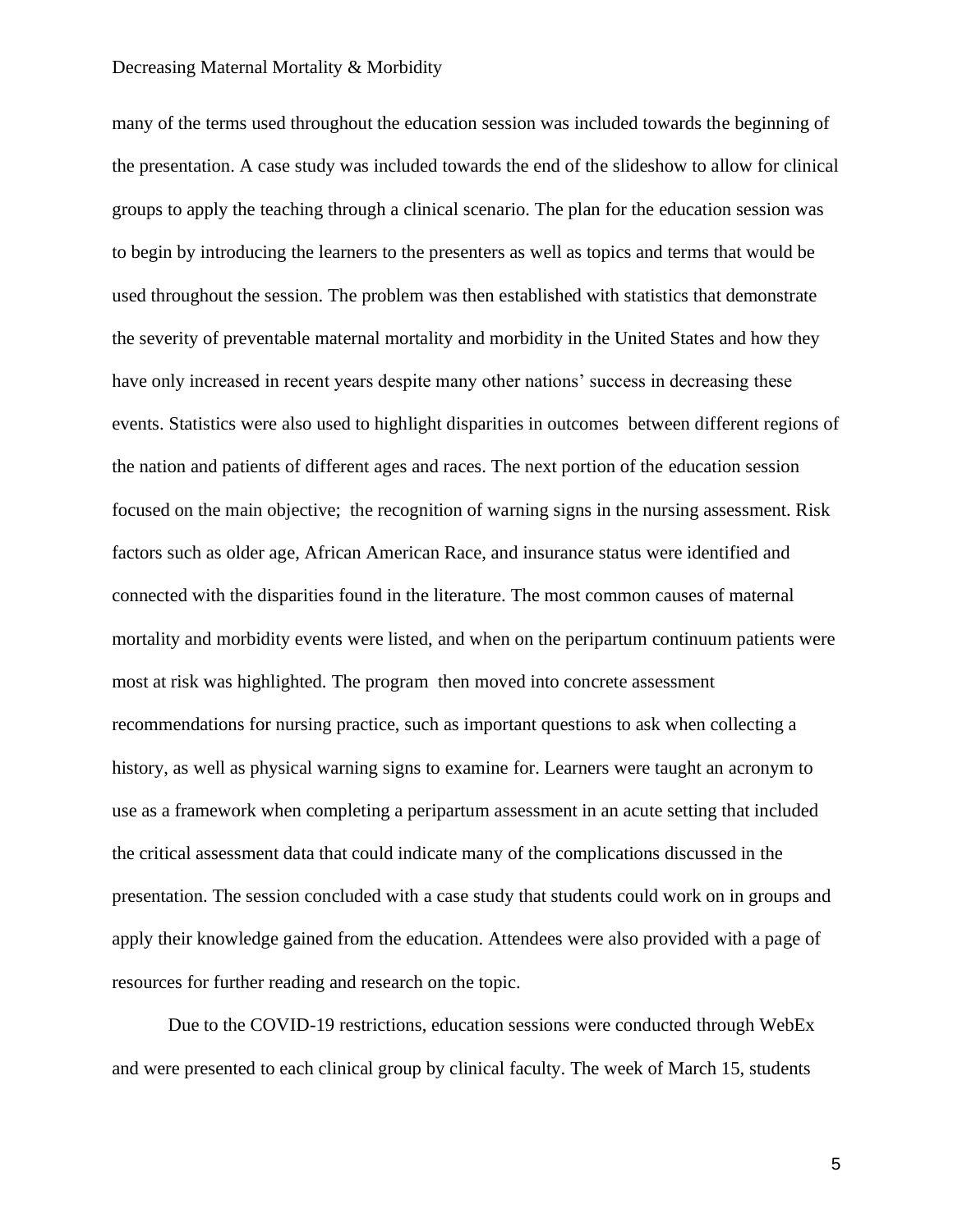many of the terms used throughout the education session was included towards the beginning of the presentation. A case study was included towards the end of the slideshow to allow for clinical groups to apply the teaching through a clinical scenario. The plan for the education session was to begin by introducing the learners to the presenters as well as topics and terms that would be used throughout the session. The problem was then established with statistics that demonstrate the severity of preventable maternal mortality and morbidity in the United States and how they have only increased in recent years despite many other nations' success in decreasing these events. Statistics were also used to highlight disparities in outcomes between different regions of the nation and patients of different ages and races. The next portion of the education session focused on the main objective; the recognition of warning signs in the nursing assessment. Risk factors such as older age, African American Race, and insurance status were identified and connected with the disparities found in the literature. The most common causes of maternal mortality and morbidity events were listed, and when on the peripartum continuum patients were most at risk was highlighted. The program then moved into concrete assessment recommendations for nursing practice, such as important questions to ask when collecting a history, as well as physical warning signs to examine for. Learners were taught an acronym to use as a framework when completing a peripartum assessment in an acute setting that included the critical assessment data that could indicate many of the complications discussed in the presentation. The session concluded with a case study that students could work on in groups and apply their knowledge gained from the education. Attendees were also provided with a page of resources for further reading and research on the topic.

Due to the COVID-19 restrictions, education sessions were conducted through WebEx and were presented to each clinical group by clinical faculty. The week of March 15, students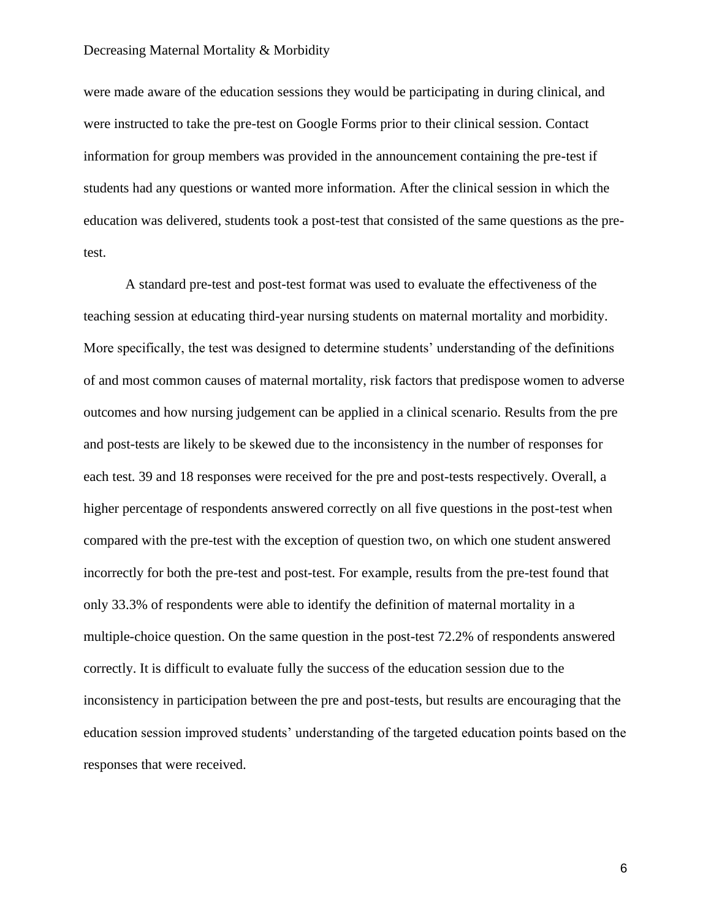were made aware of the education sessions they would be participating in during clinical, and were instructed to take the pre-test on Google Forms prior to their clinical session. Contact information for group members was provided in the announcement containing the pre-test if students had any questions or wanted more information. After the clinical session in which the education was delivered, students took a post-test that consisted of the same questions as the pre-test.

A standard pre-test and post-test format was used to evaluate the effectiveness of the teaching session at educating third-year nursing students on maternal mortality and morbidity. More specifically, the test was designed to determine students' understanding of the definitions of and most common causes of maternal mortality, risk factors that predispose women to adverse outcomes and how nursing judgement can be applied in a clinical scenario. Results from the pre and post-tests are likely to be skewed due to the inconsistency in the number of responses for each test. 39 and 18 responses were received for the pre and post-tests respectively. Overall, a higher percentage of respondents answered correctly on all five questions in the post-test when compared with the pre-test with the exception of question two, on which one student answered incorrectly for both the pre-test and post-test. For example, results from the pre-test found that only 33.3% of respondents were able to identify the definition of maternal mortality in a multiple-choice question. On the same question in the post-test 72.2% of respondents answered correctly. It is difficult to evaluate fully the success of the education session due to the inconsistency in participation between the pre and post-tests, but results are encouraging that the education session improved students' understanding of the targeted education points based on the responses that were received.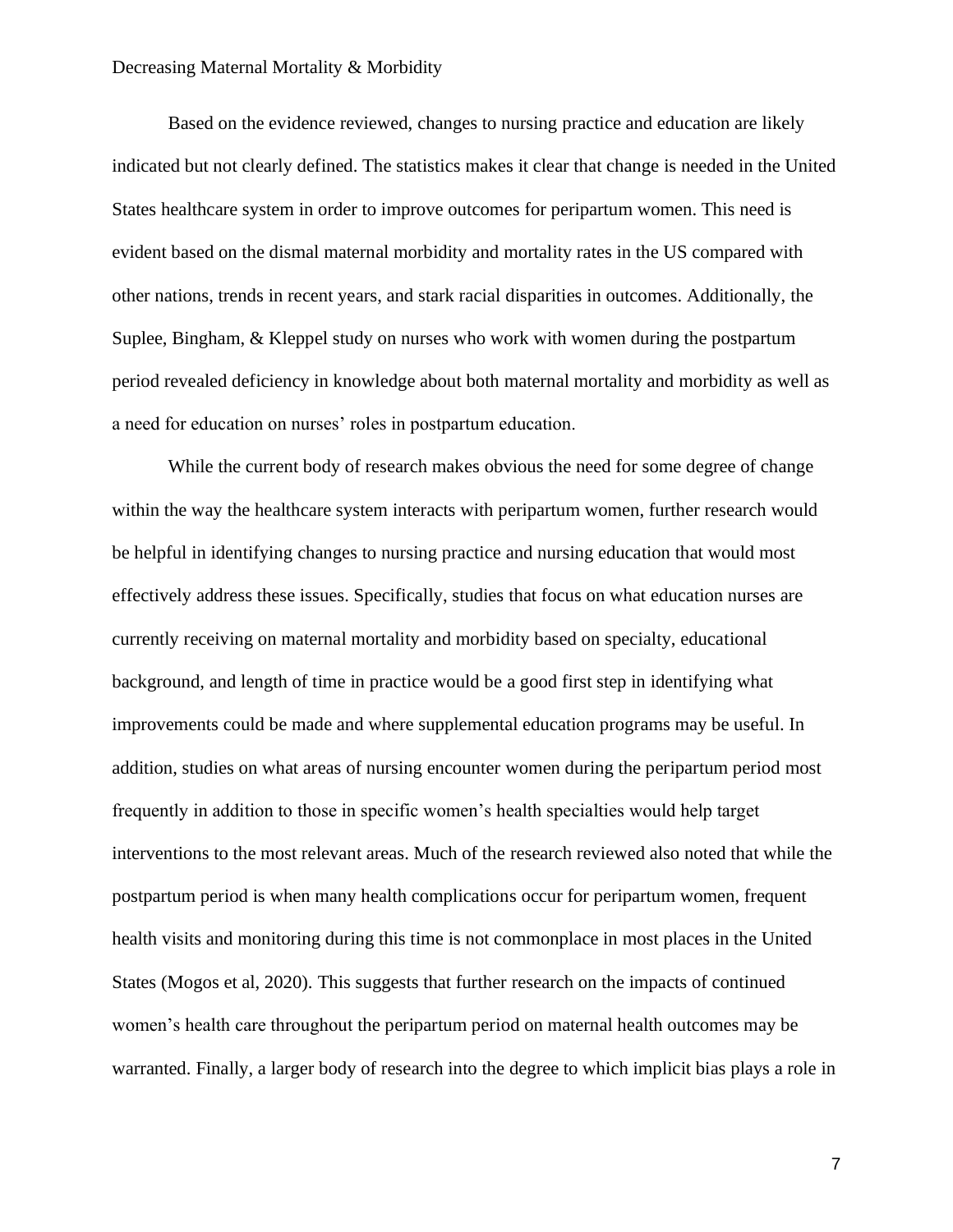Based on the evidence reviewed, changes to nursing practice and education are likely indicated but not clearly defined. The statistics makes it clear that change is needed in the United States healthcare system in order to improve outcomes for peripartum women. This need is evident based on the dismal maternal morbidity and mortality rates in the US compared with other nations, trends in recent years, and stark racial disparities in outcomes. Additionally, the Suplee, Bingham, & Kleppel study on nurses who work with women during the postpartum period revealed deficiency in knowledge about both maternal mortality and morbidity as well as a need for education on nurses' roles in postpartum education.

While the current body of research makes obvious the need for some degree of change within the way the healthcare system interacts with peripartum women, further research would be helpful in identifying changes to nursing practice and nursing education that would most effectively address these issues. Specifically, studies that focus on what education nurses are currently receiving on maternal mortality and morbidity based on specialty, educational background, and length of time in practice would be a good first step in identifying what improvements could be made and where supplemental education programs may be useful. In addition, studies on what areas of nursing encounter women during the peripartum period most frequently in addition to those in specific women's health specialties would help target interventions to the most relevant areas. Much of the research reviewed also noted that while the postpartum period is when many health complications occur for peripartum women, frequent health visits and monitoring during this time is not commonplace in most places in the United States (Mogos et al, 2020). This suggests that further research on the impacts of continued women's health care throughout the peripartum period on maternal health outcomes may be warranted. Finally, a larger body of research into the degree to which implicit bias plays a role in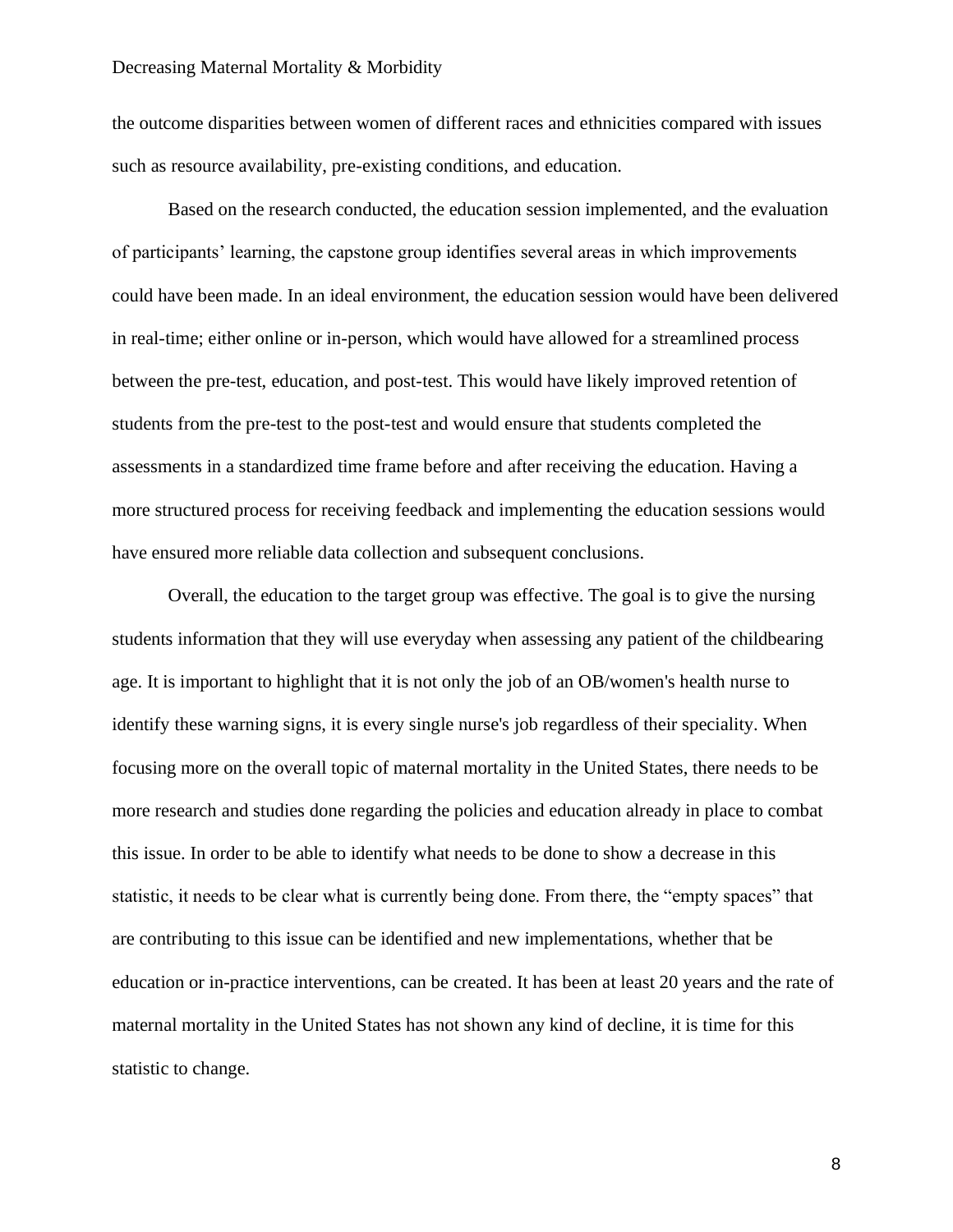the outcome disparities between women of different races and ethnicities compared with issues such as resource availability, pre-existing conditions, and education.

Based on the research conducted, the education session implemented, and the evaluation of participants' learning, the capstone group identifies several areas in which improvements could have been made. In an ideal environment, the education session would have been delivered in real-time; either online or in-person, which would have allowed for a streamlined process between the pre-test, education, and post-test. This would have likely improved retention of students from the pre-test to the post-test and would ensure that students completed the assessments in a standardized time frame before and after receiving the education. Having a more structured process for receiving feedback and implementing the education sessions would have ensured more reliable data collection and subsequent conclusions.

Overall, the education to the target group was effective. The goal is to give the nursing students information that they will use everyday when assessing any patient of the childbearing age. It is important to highlight that it is not only the job of an OB/women's health nurse to identify these warning signs, it is every single nurse's job regardless of their speciality. When focusing more on the overall topic of maternal mortality in the United States, there needs to be more research and studies done regarding the policies and education already in place to combat this issue. In order to be able to identify what needs to be done to show a decrease in this statistic, it needs to be clear what is currently being done. From there, the "empty spaces" that are contributing to this issue can be identified and new implementations, whether that be education or in-practice interventions, can be created. It has been at least 20 years and the rate of maternal mortality in the United States has not shown any kind of decline, it is time for this statistic to change.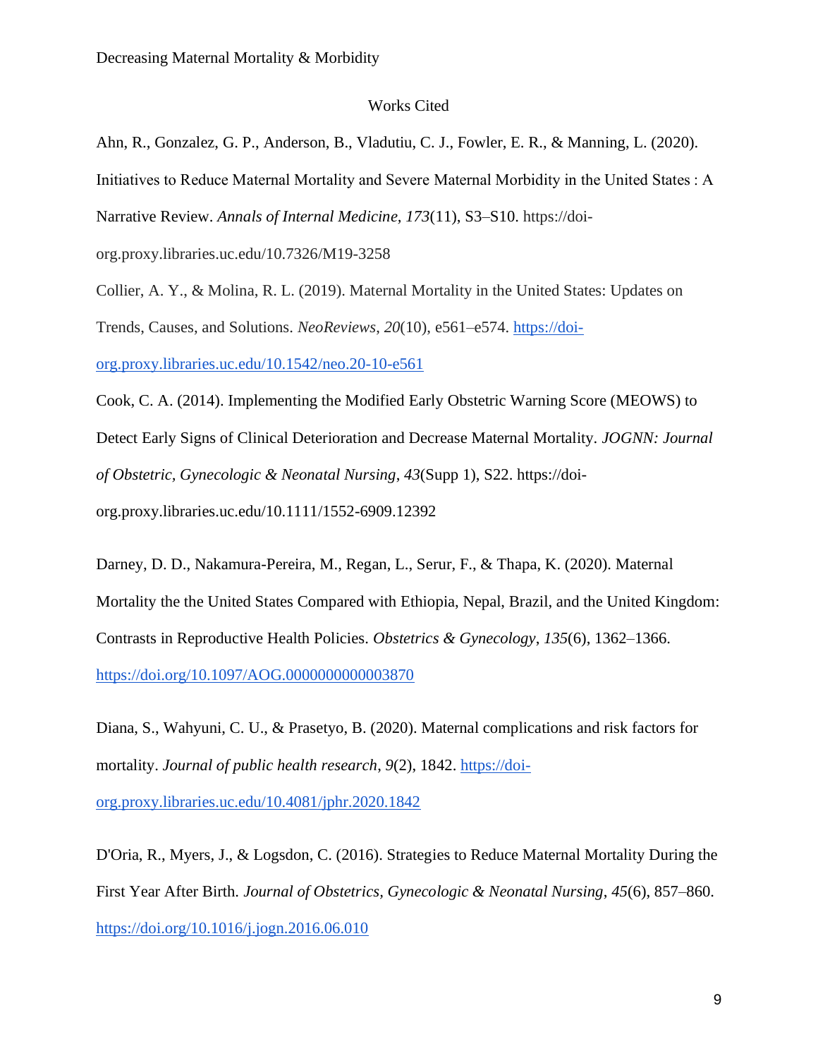# Works Cited

Ahn, R., Gonzalez, G. P., Anderson, B., Vladutiu, C. J., Fowler, E. R., & Manning, L. (2020). Initiatives to Reduce Maternal Mortality and Severe Maternal Morbidity in the United States : A Narrative Review. *Annals of Internal Medicine, 173*(11), S3–S10. https://doi-org.proxy.libraries.uc.edu/10.7326/M19-3258

Collier, A. Y., & Molina, R. L. (2019). Maternal Mortality in the United States: Updates on Trends, Causes, and Solutions. *NeoReviews*, *20*(10), e561–e574. https://doi-org.proxy.libraries.uc.edu/10.1542/neo.20-10-e561

Cook, C. A. (2014). Implementing the Modified Early Obstetric Warning Score (MEOWS) to Detect Early Signs of Clinical Deterioration and Decrease Maternal Mortality. *JOGNN: Journal of Obstetric, Gynecologic & Neonatal Nursing*, *43*(Supp 1), S22. https://doi-org.proxy.libraries.uc.edu/10.1111/1552-6909.12392

Darney, D. D., Nakamura-Pereira, M., Regan, L., Serur, F., & Thapa, K. (2020). Maternal Mortality the the United States Compared with Ethiopia, Nepal, Brazil, and the United Kingdom: Contrasts in Reproductive Health Policies. *Obstetrics & Gynecology*, *135*(6), 1362–1366. https://doi.org/10.1097/AOG.0000000000003870

Diana, S., Wahyuni, C. U., & Prasetyo, B. (2020). Maternal complications and risk factors for mortality. *Journal of public health research*, *9*(2), 1842. https://doi-org.proxy.libraries.uc.edu/10.4081/jphr.2020.1842

D'Oria, R., Myers, J., & Logsdon, C. (2016). Strategies to Reduce Maternal Mortality During the First Year After Birth. *Journal of Obstetrics, Gynecologic & Neonatal Nursing*, *45*(6), 857–860. https://doi.org/10.1016/j.jogn.2016.06.010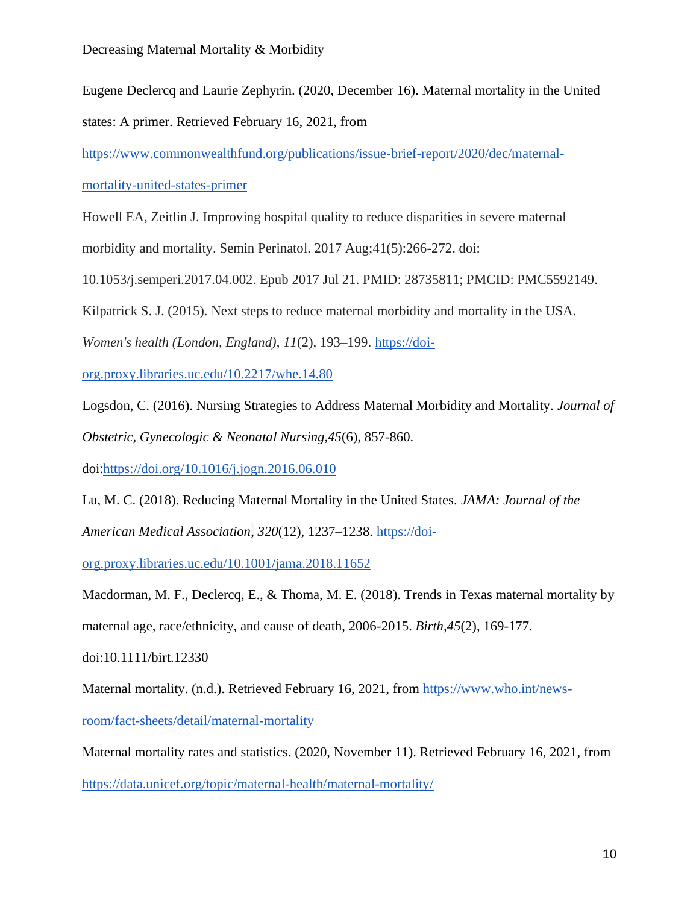Eugene Declercq and Laurie Zephyrin. (2020, December 16). Maternal mortality in the United states: A primer. Retrieved February 16, 2021, from https://www.commonwealthfund.org/publications/issue-brief-report/2020/dec/maternal-mortality-united-states-primer

Howell EA, Zeitlin J. Improving hospital quality to reduce disparities in severe maternal morbidity and mortality. Semin Perinatol. 2017 Aug;41(5):266-272. doi: 10.1053/j.semperi.2017.04.002. Epub 2017 Jul 21. PMID: 28735811; PMCID: PMC5592149.

Kilpatrick S. J. (2015). Next steps to reduce maternal morbidity and mortality in the USA. *Women's health (London, England)*, *11*(2), 193–199. https://doi-org.proxy.libraries.uc.edu/10.2217/whe.14.80

Logsdon, C. (2016). Nursing Strategies to Address Maternal Morbidity and Mortality. *Journal of Obstetric, Gynecologic & Neonatal Nursing,45*(6), 857-860. doi:https://doi.org/10.1016/j.jogn.2016.06.010

Lu, M. C. (2018). Reducing Maternal Mortality in the United States. *JAMA: Journal of the American Medical Association*, *320*(12), 1237–1238. https://doi-org.proxy.libraries.uc.edu/10.1001/jama.2018.11652

Macdorman, M. F., Declercq, E., & Thoma, M. E. (2018). Trends in Texas maternal mortality by maternal age, race/ethnicity, and cause of death, 2006-2015. *Birth,45*(2), 169-177. doi:10.1111/birt.12330

Maternal mortality. (n.d.). Retrieved February 16, 2021, from https://www.who.int/news-room/fact-sheets/detail/maternal-mortality

Maternal mortality rates and statistics. (2020, November 11). Retrieved February 16, 2021, from https://data.unicef.org/topic/maternal-health/maternal-mortality/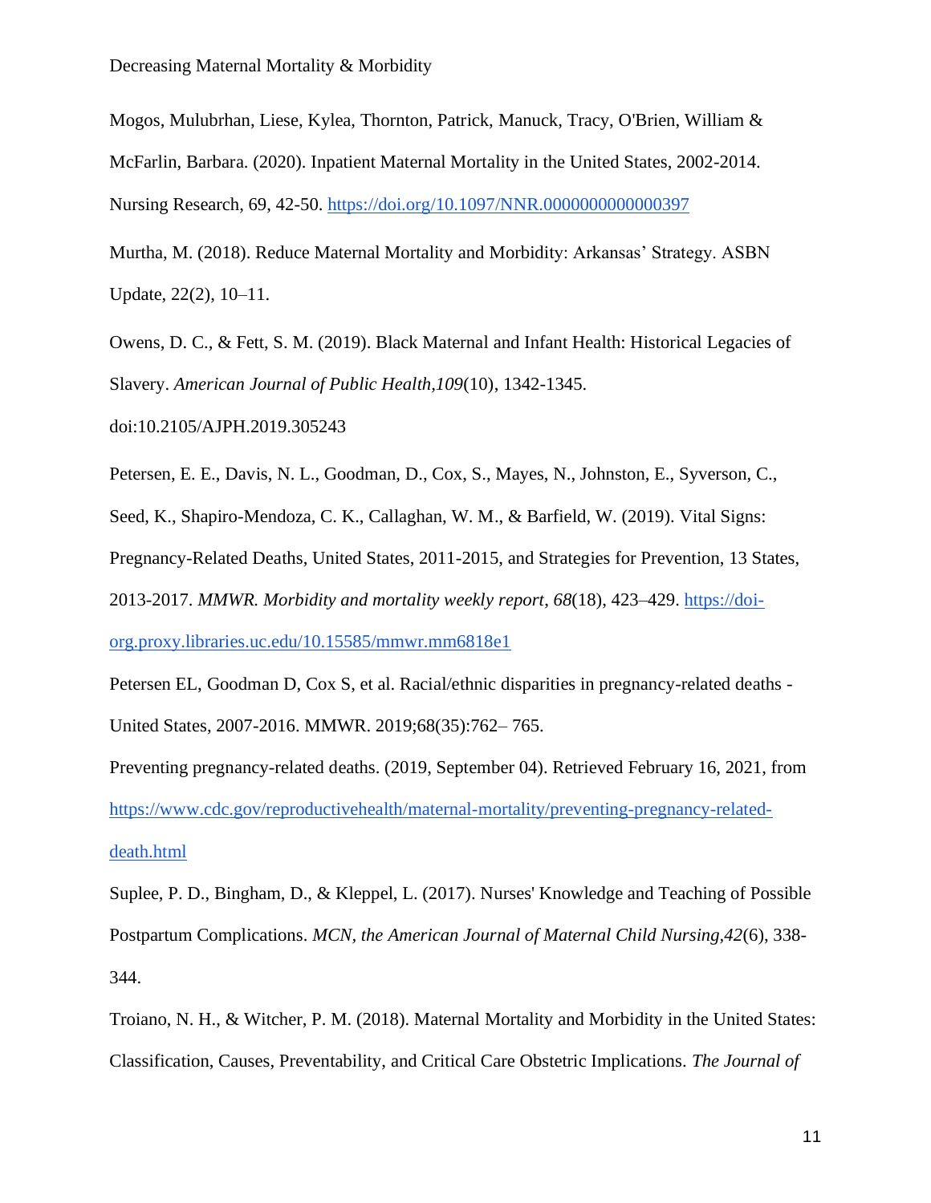Mogos, Mulubrhan, Liese, Kylea, Thornton, Patrick, Manuck, Tracy, O'Brien, William & McFarlin, Barbara. (2020). Inpatient Maternal Mortality in the United States, 2002-2014. Nursing Research, 69, 42-50. https://doi.org/10.1097/NNR.0000000000000397

Murtha, M. (2018). Reduce Maternal Mortality and Morbidity: Arkansas' Strategy. ASBN Update, 22(2), 10–11.

Owens, D. C., & Fett, S. M. (2019). Black Maternal and Infant Health: Historical Legacies of Slavery. *American Journal of Public Health,109*(10), 1342-1345. doi:10.2105/AJPH.2019.305243

Petersen, E. E., Davis, N. L., Goodman, D., Cox, S., Mayes, N., Johnston, E., Syverson, C., Seed, K., Shapiro-Mendoza, C. K., Callaghan, W. M., & Barfield, W. (2019). Vital Signs: Pregnancy-Related Deaths, United States, 2011-2015, and Strategies for Prevention, 13 States, 2013-2017. *MMWR. Morbidity and mortality weekly report*, *68*(18), 423–429. https://doi-org.proxy.libraries.uc.edu/10.15585/mmwr.mm6818e1

Petersen EL, Goodman D, Cox S, et al. Racial/ethnic disparities in pregnancy-related deaths - United States, 2007-2016. MMWR. 2019;68(35):762– 765.

Preventing pregnancy-related deaths. (2019, September 04). Retrieved February 16, 2021, from https://www.cdc.gov/reproductivehealth/maternal-mortality/preventing-pregnancy-related-death.html

Suplee, P. D., Bingham, D., & Kleppel, L. (2017). Nurses' Knowledge and Teaching of Possible Postpartum Complications. *MCN, the American Journal of Maternal Child Nursing,42*(6), 338-344.

Troiano, N. H., & Witcher, P. M. (2018). Maternal Mortality and Morbidity in the United States: Classification, Causes, Preventability, and Critical Care Obstetric Implications. *The Journal of*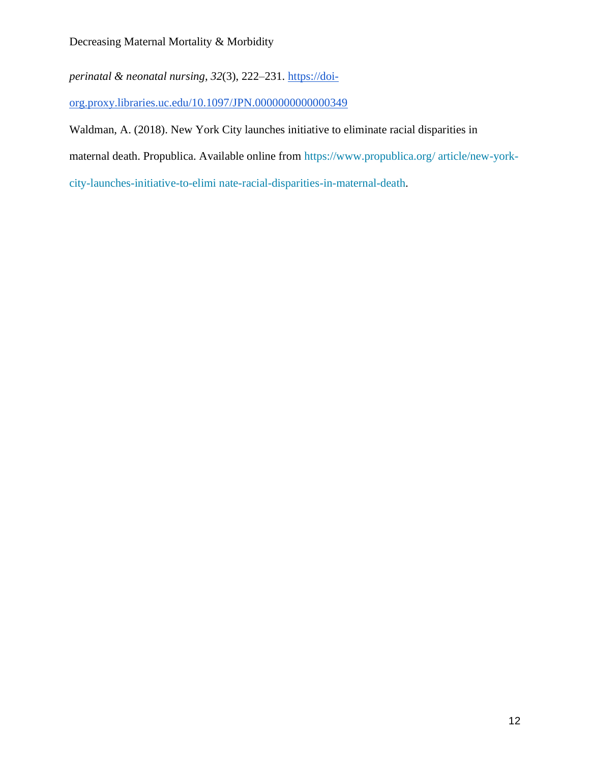*perinatal & neonatal nursing*, *32*(3), 222–231. https://doi-org.proxy.libraries.uc.edu/10.1097/JPN.0000000000000349

Waldman, A. (2018). New York City launches initiative to eliminate racial disparities in maternal death. Propublica. Available online from https://www.propublica.org/ article/new-york-city-launches-initiative-to-elimi nate-racial-disparities-in-maternal-death.